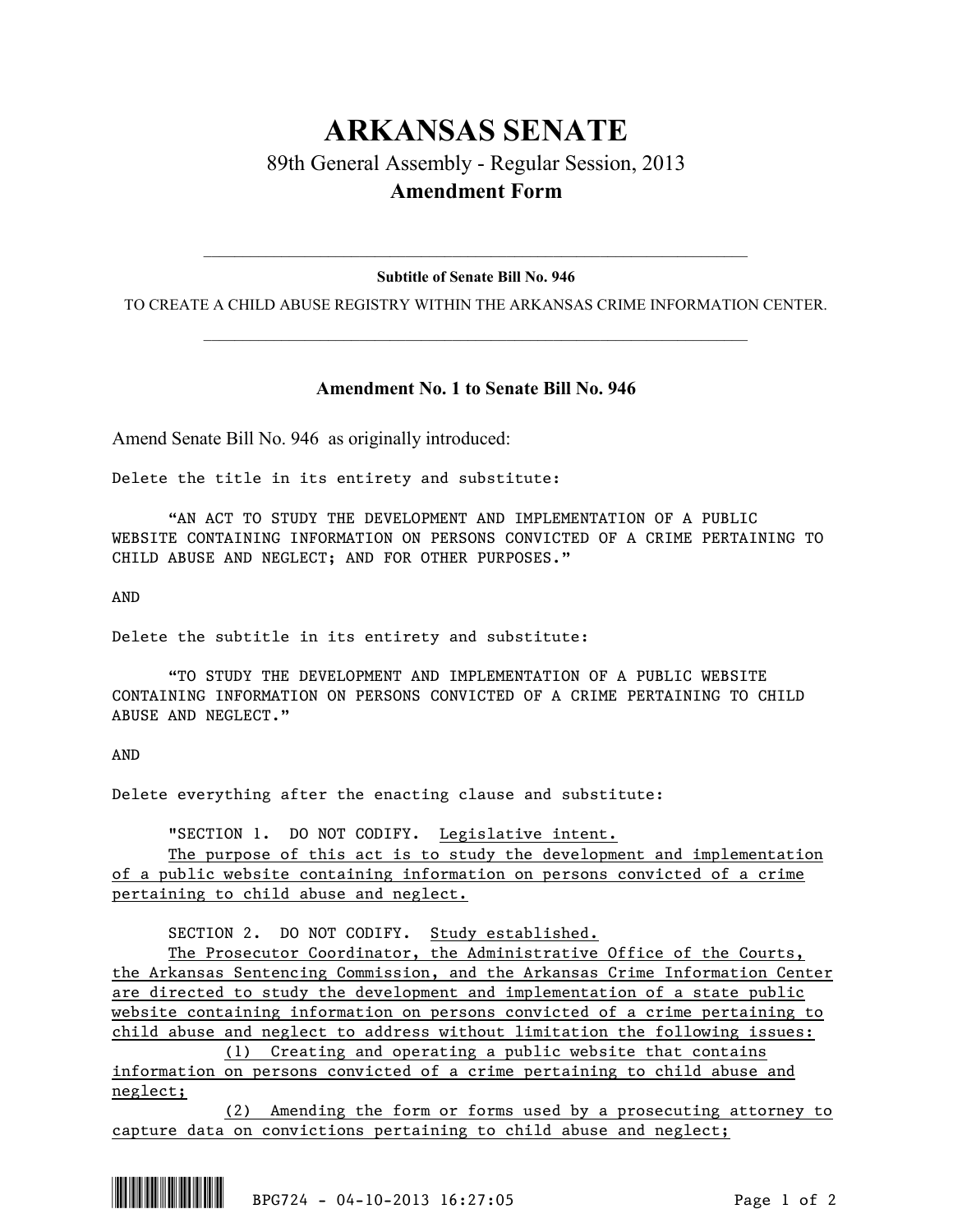# ARKANSAS SENATE

## 89th General Assembly - Regular Session, 2013

## Amendment Form

---

**Subtitle of Senate Bill No. 946**

TO CREATE A CHILD ABUSE REGISTRY WITHIN THE ARKANSAS CRIME INFORMATION CENTER.

---

### Amendment No. 1 to Senate Bill No. 946

Amend Senate Bill No. 946 as originally introduced:

Delete the title in its entirety and substitute:

"AN ACT TO STUDY THE DEVELOPMENT AND IMPLEMENTATION OF A PUBLIC WEBSITE CONTAINING INFORMATION ON PERSONS CONVICTED OF A CRIME PERTAINING TO CHILD ABUSE AND NEGLECT; AND FOR OTHER PURPOSES."

AND

Delete the subtitle in its entirety and substitute:

"TO STUDY THE DEVELOPMENT AND IMPLEMENTATION OF A PUBLIC WEBSITE CONTAINING INFORMATION ON PERSONS CONVICTED OF A CRIME PERTAINING TO CHILD ABUSE AND NEGLECT."

AND

Delete everything after the enacting clause and substitute:

"SECTION 1. DO NOT CODIFY. Legislative intent.

The purpose of this act is to study the development and implementation of a public website containing information on persons convicted of a crime pertaining to child abuse and neglect.

SECTION 2. DO NOT CODIFY. Study established.

The Prosecutor Coordinator, the Administrative Office of the Courts, the Arkansas Sentencing Commission, and the Arkansas Crime Information Center are directed to study the development and implementation of a state public website containing information on persons convicted of a crime pertaining to child abuse and neglect to address without limitation the following issues:

(1) Creating and operating a public website that contains information on persons convicted of a crime pertaining to child abuse and neglect;

(2) Amending the form or forms used by a prosecuting attorney to capture data on convictions pertaining to child abuse and neglect;

BPG724 - 04-10-2013 16:27:05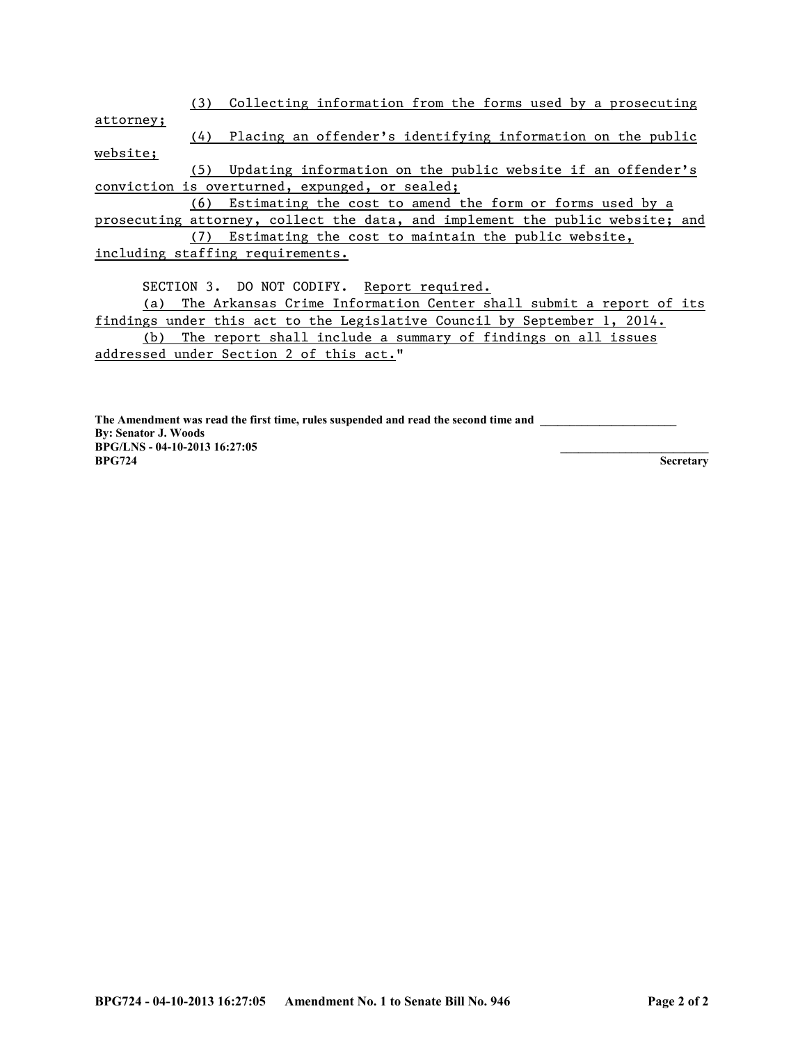(3) Collecting information from the forms used by a prosecuting attorney;

(4) Placing an offender's identifying information on the public website;

(5) Updating information on the public website if an offender's conviction is overturned, expunged, or sealed;

(6) Estimating the cost to amend the form or forms used by a prosecuting attorney, collect the data, and implement the public website; and

(7) Estimating the cost to maintain the public website, including staffing requirements.

SECTION 3. DO NOT CODIFY. Report required.

(a) The Arkansas Crime Information Center shall submit a report of its findings under this act to the Legislative Council by September 1, 2014.

(b) The report shall include a summary of findings on all issues addressed under Section 2 of this act."

**The Amendment was read the first time, rules suspended and read the second time and \_\_\_\_\_\_\_\_\_\_\_\_\_\_\_\_\_\_\_\_\_\_**
**By: Senator J. Woods**
**BPG/LNS - 04-10-2013 16:27:05**
**BPG724**

\_\_\_\_\_\_\_\_\_\_\_\_\_\_\_\_\_\_\_\_\_\_\_\_
**Secretary**